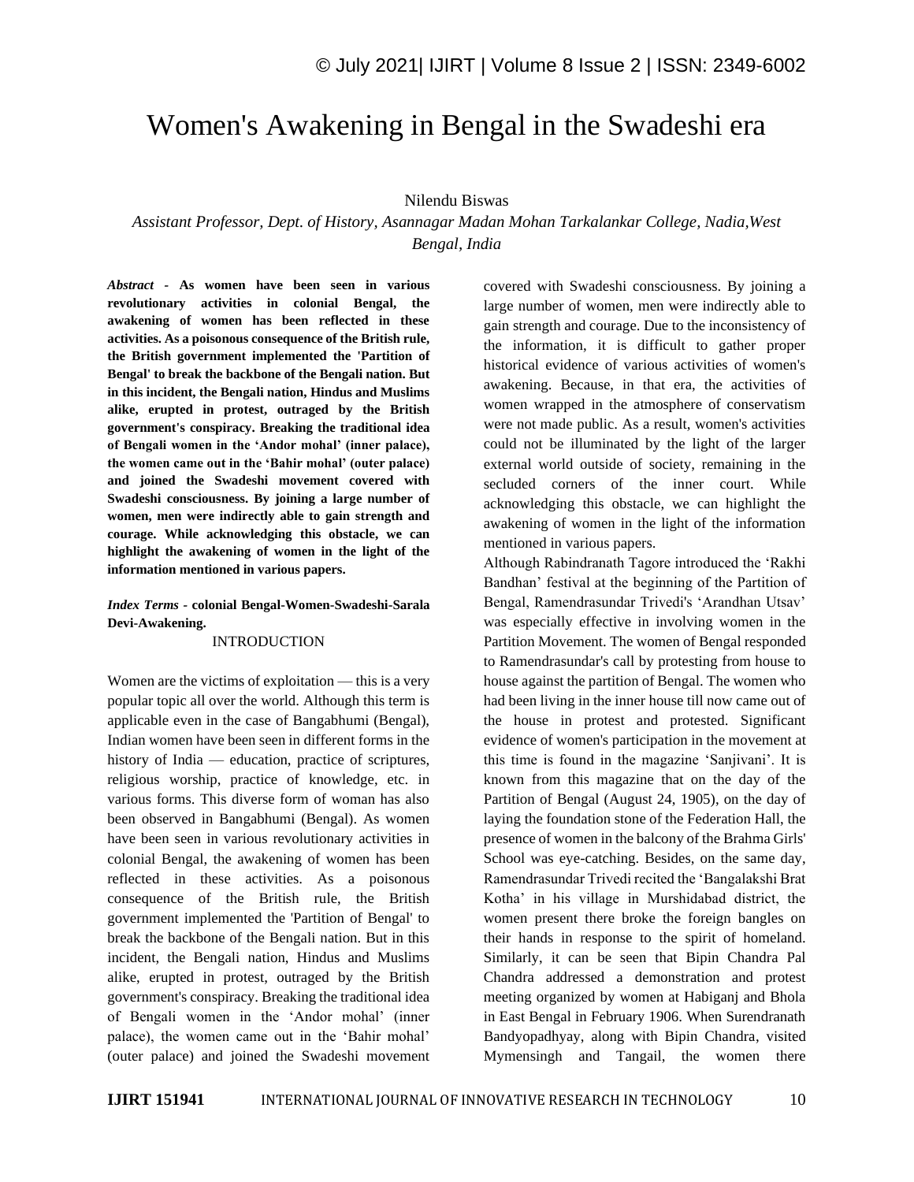# Women's Awakening in Bengal in the Swadeshi era

Nilendu Biswas

*Assistant Professor, Dept. of History, Asannagar Madan Mohan Tarkalankar College, Nadia,West Bengal, India*

***Abstract* - As women have been seen in various revolutionary activities in colonial Bengal, the awakening of women has been reflected in these activities. As a poisonous consequence of the British rule, the British government implemented the 'Partition of Bengal' to break the backbone of the Bengali nation. But in this incident, the Bengali nation, Hindus and Muslims alike, erupted in protest, outraged by the British government's conspiracy. Breaking the traditional idea of Bengali women in the 'Andor mohal' (inner palace), the women came out in the 'Bahir mohal' (outer palace) and joined the Swadeshi movement covered with Swadeshi consciousness. By joining a large number of women, men were indirectly able to gain strength and courage. While acknowledging this obstacle, we can highlight the awakening of women in the light of the information mentioned in various papers.**

***Index Terms* - colonial Bengal-Women-Swadeshi-Sarala Devi-Awakening.**

## INTRODUCTION

Women are the victims of exploitation — this is a very popular topic all over the world. Although this term is applicable even in the case of Bangabhumi (Bengal), Indian women have been seen in different forms in the history of India — education, practice of scriptures, religious worship, practice of knowledge, etc. in various forms. This diverse form of woman has also been observed in Bangabhumi (Bengal). As women have been seen in various revolutionary activities in colonial Bengal, the awakening of women has been reflected in these activities. As a poisonous consequence of the British rule, the British government implemented the 'Partition of Bengal' to break the backbone of the Bengali nation. But in this incident, the Bengali nation, Hindus and Muslims alike, erupted in protest, outraged by the British government's conspiracy. Breaking the traditional idea of Bengali women in the 'Andor mohal' (inner palace), the women came out in the 'Bahir mohal' (outer palace) and joined the Swadeshi movement covered with Swadeshi consciousness. By joining a large number of women, men were indirectly able to gain strength and courage. Due to the inconsistency of the information, it is difficult to gather proper historical evidence of various activities of women's awakening. Because, in that era, the activities of women wrapped in the atmosphere of conservatism were not made public. As a result, women's activities could not be illuminated by the light of the larger external world outside of society, remaining in the secluded corners of the inner court. While acknowledging this obstacle, we can highlight the awakening of women in the light of the information mentioned in various papers.

Although Rabindranath Tagore introduced the 'Rakhi Bandhan' festival at the beginning of the Partition of Bengal, Ramendrasundar Trivedi's 'Arandhan Utsav' was especially effective in involving women in the Partition Movement. The women of Bengal responded to Ramendrasundar's call by protesting from house to house against the partition of Bengal. The women who had been living in the inner house till now came out of the house in protest and protested. Significant evidence of women's participation in the movement at this time is found in the magazine 'Sanjivani'. It is known from this magazine that on the day of the Partition of Bengal (August 24, 1905), on the day of laying the foundation stone of the Federation Hall, the presence of women in the balcony of the Brahma Girls' School was eye-catching. Besides, on the same day, Ramendrasundar Trivedi recited the 'Bangalakshi Brat Kotha' in his village in Murshidabad district, the women present there broke the foreign bangles on their hands in response to the spirit of homeland. Similarly, it can be seen that Bipin Chandra Pal Chandra addressed a demonstration and protest meeting organized by women at Habiganj and Bhola in East Bengal in February 1906. When Surendranath Bandyopadhyay, along with Bipin Chandra, visited Mymensingh and Tangail, the women there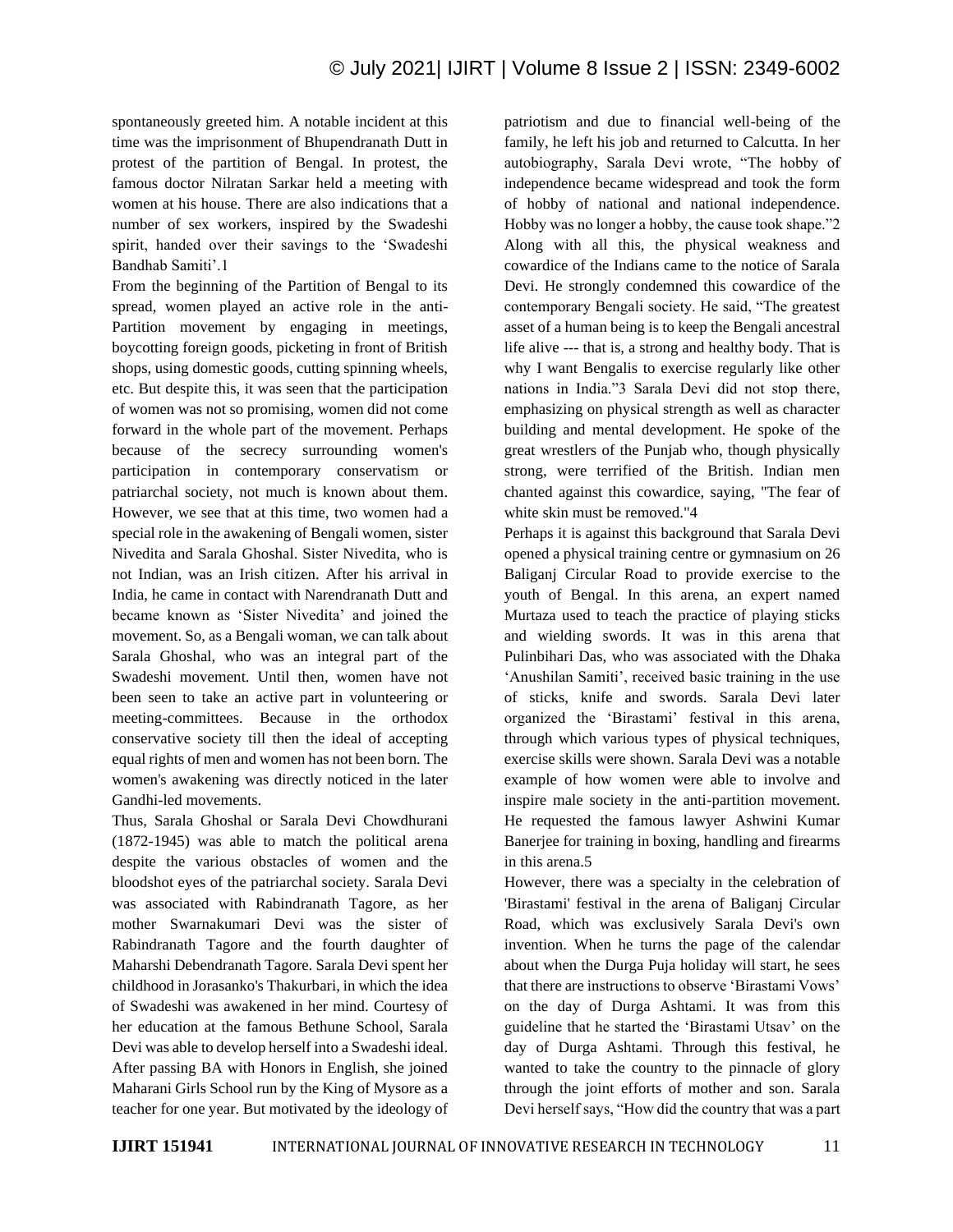spontaneously greeted him. A notable incident at this time was the imprisonment of Bhupendranath Dutt in protest of the partition of Bengal. In protest, the famous doctor Nilratan Sarkar held a meeting with women at his house. There are also indications that a number of sex workers, inspired by the Swadeshi spirit, handed over their savings to the 'Swadeshi Bandhab Samiti'.1

From the beginning of the Partition of Bengal to its spread, women played an active role in the anti-Partition movement by engaging in meetings, boycotting foreign goods, picketing in front of British shops, using domestic goods, cutting spinning wheels, etc. But despite this, it was seen that the participation of women was not so promising, women did not come forward in the whole part of the movement. Perhaps because of the secrecy surrounding women's participation in contemporary conservatism or patriarchal society, not much is known about them. However, we see that at this time, two women had a special role in the awakening of Bengali women, sister Nivedita and Sarala Ghoshal. Sister Nivedita, who is not Indian, was an Irish citizen. After his arrival in India, he came in contact with Narendranath Dutt and became known as 'Sister Nivedita' and joined the movement. So, as a Bengali woman, we can talk about Sarala Ghoshal, who was an integral part of the Swadeshi movement. Until then, women have not been seen to take an active part in volunteering or meeting-committees. Because in the orthodox conservative society till then the ideal of accepting equal rights of men and women has not been born. The women's awakening was directly noticed in the later Gandhi-led movements.

Thus, Sarala Ghoshal or Sarala Devi Chowdhurani (1872-1945) was able to match the political arena despite the various obstacles of women and the bloodshot eyes of the patriarchal society. Sarala Devi was associated with Rabindranath Tagore, as her mother Swarnakumari Devi was the sister of Rabindranath Tagore and the fourth daughter of Maharshi Debendranath Tagore. Sarala Devi spent her childhood in Jorasanko's Thakurbari, in which the idea of Swadeshi was awakened in her mind. Courtesy of her education at the famous Bethune School, Sarala Devi was able to develop herself into a Swadeshi ideal. After passing BA with Honors in English, she joined Maharani Girls School run by the King of Mysore as a teacher for one year. But motivated by the ideology of patriotism and due to financial well-being of the family, he left his job and returned to Calcutta. In her autobiography, Sarala Devi wrote, "The hobby of independence became widespread and took the form of hobby of national and national independence. Hobby was no longer a hobby, the cause took shape."2 Along with all this, the physical weakness and cowardice of the Indians came to the notice of Sarala Devi. He strongly condemned this cowardice of the contemporary Bengali society. He said, "The greatest asset of a human being is to keep the Bengali ancestral life alive --- that is, a strong and healthy body. That is why I want Bengalis to exercise regularly like other nations in India."3 Sarala Devi did not stop there, emphasizing on physical strength as well as character building and mental development. He spoke of the great wrestlers of the Punjab who, though physically strong, were terrified of the British. Indian men chanted against this cowardice, saying, "The fear of white skin must be removed."4

Perhaps it is against this background that Sarala Devi opened a physical training centre or gymnasium on 26 Baliganj Circular Road to provide exercise to the youth of Bengal. In this arena, an expert named Murtaza used to teach the practice of playing sticks and wielding swords. It was in this arena that Pulinbihari Das, who was associated with the Dhaka 'Anushilan Samiti', received basic training in the use of sticks, knife and swords. Sarala Devi later organized the 'Birastami' festival in this arena, through which various types of physical techniques, exercise skills were shown. Sarala Devi was a notable example of how women were able to involve and inspire male society in the anti-partition movement. He requested the famous lawyer Ashwini Kumar Banerjee for training in boxing, handling and firearms in this arena.5

However, there was a specialty in the celebration of 'Birastami' festival in the arena of Baliganj Circular Road, which was exclusively Sarala Devi's own invention. When he turns the page of the calendar about when the Durga Puja holiday will start, he sees that there are instructions to observe 'Birastami Vows' on the day of Durga Ashtami. It was from this guideline that he started the 'Birastami Utsav' on the day of Durga Ashtami. Through this festival, he wanted to take the country to the pinnacle of glory through the joint efforts of mother and son. Sarala Devi herself says, "How did the country that was a part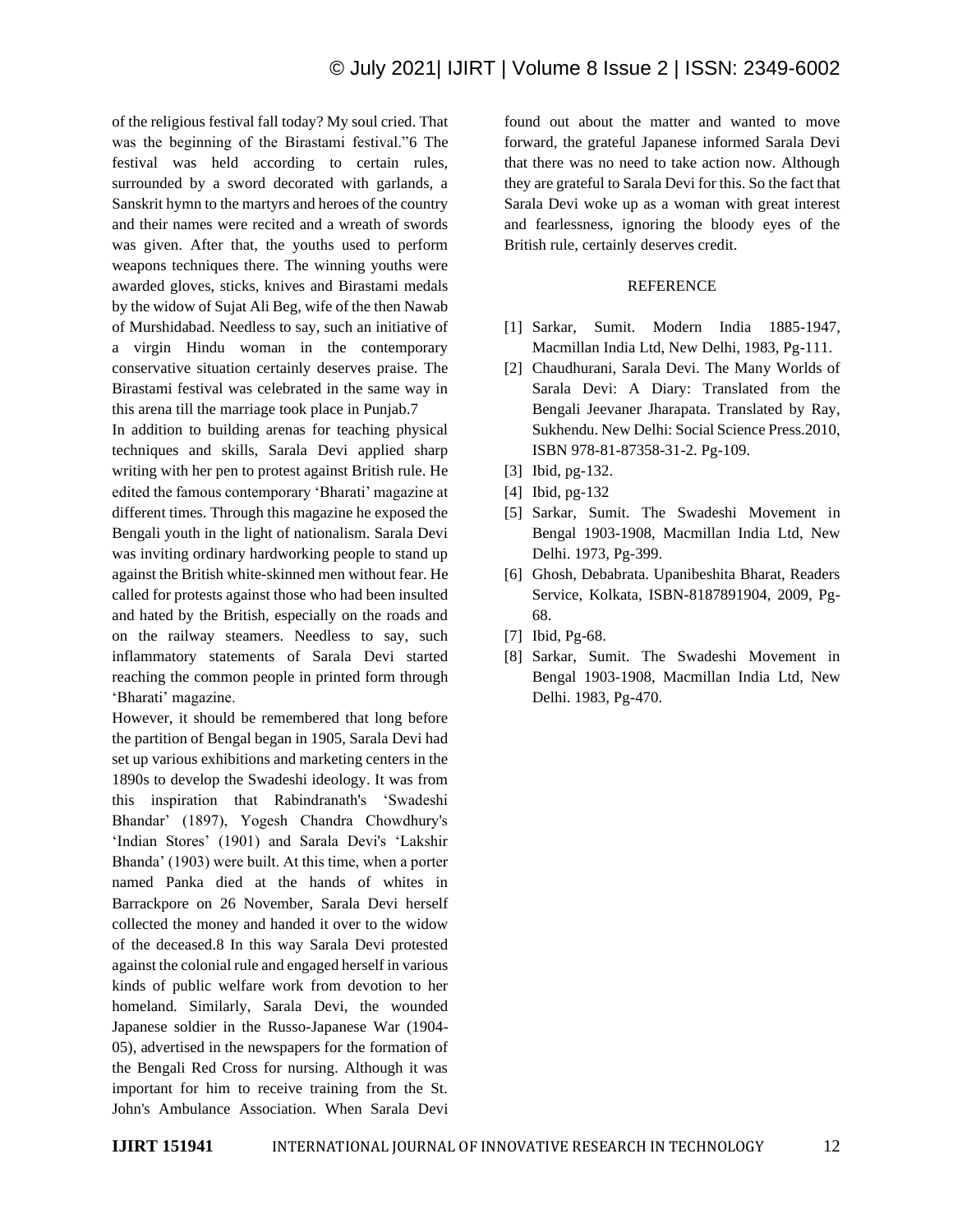of the religious festival fall today? My soul cried. That was the beginning of the Birastami festival."6 The festival was held according to certain rules, surrounded by a sword decorated with garlands, a Sanskrit hymn to the martyrs and heroes of the country and their names were recited and a wreath of swords was given. After that, the youths used to perform weapons techniques there. The winning youths were awarded gloves, sticks, knives and Birastami medals by the widow of Sujat Ali Beg, wife of the then Nawab of Murshidabad. Needless to say, such an initiative of a virgin Hindu woman in the contemporary conservative situation certainly deserves praise. The Birastami festival was celebrated in the same way in this arena till the marriage took place in Punjab.7

In addition to building arenas for teaching physical techniques and skills, Sarala Devi applied sharp writing with her pen to protest against British rule. He edited the famous contemporary 'Bharati' magazine at different times. Through this magazine he exposed the Bengali youth in the light of nationalism. Sarala Devi was inviting ordinary hardworking people to stand up against the British white-skinned men without fear. He called for protests against those who had been insulted and hated by the British, especially on the roads and on the railway steamers. Needless to say, such inflammatory statements of Sarala Devi started reaching the common people in printed form through 'Bharati' magazine.

However, it should be remembered that long before the partition of Bengal began in 1905, Sarala Devi had set up various exhibitions and marketing centers in the 1890s to develop the Swadeshi ideology. It was from this inspiration that Rabindranath's 'Swadeshi Bhandar' (1897), Yogesh Chandra Chowdhury's 'Indian Stores' (1901) and Sarala Devi's 'Lakshir Bhanda' (1903) were built. At this time, when a porter named Panka died at the hands of whites in Barrackpore on 26 November, Sarala Devi herself collected the money and handed it over to the widow of the deceased.8 In this way Sarala Devi protested against the colonial rule and engaged herself in various kinds of public welfare work from devotion to her homeland. Similarly, Sarala Devi, the wounded Japanese soldier in the Russo-Japanese War (1904-05), advertised in the newspapers for the formation of the Bengali Red Cross for nursing. Although it was important for him to receive training from the St. John's Ambulance Association. When Sarala Devi found out about the matter and wanted to move forward, the grateful Japanese informed Sarala Devi that there was no need to take action now. Although they are grateful to Sarala Devi for this. So the fact that Sarala Devi woke up as a woman with great interest and fearlessness, ignoring the bloody eyes of the British rule, certainly deserves credit.

## REFERENCE

[1] Sarkar, Sumit. Modern India 1885-1947, Macmillan India Ltd, New Delhi, 1983, Pg-111.

[2] Chaudhurani, Sarala Devi. The Many Worlds of Sarala Devi: A Diary: Translated from the Bengali Jeevaner Jharapata. Translated by Ray, Sukhendu. New Delhi: Social Science Press.2010, ISBN 978-81-87358-31-2. Pg-109.

[3] Ibid, pg-132.

[4] Ibid, pg-132

[5] Sarkar, Sumit. The Swadeshi Movement in Bengal 1903-1908, Macmillan India Ltd, New Delhi. 1973, Pg-399.

[6] Ghosh, Debabrata. Upanibeshita Bharat, Readers Service, Kolkata, ISBN-8187891904, 2009, Pg-68.

[7] Ibid, Pg-68.

[8] Sarkar, Sumit. The Swadeshi Movement in Bengal 1903-1908, Macmillan India Ltd, New Delhi. 1983, Pg-470.